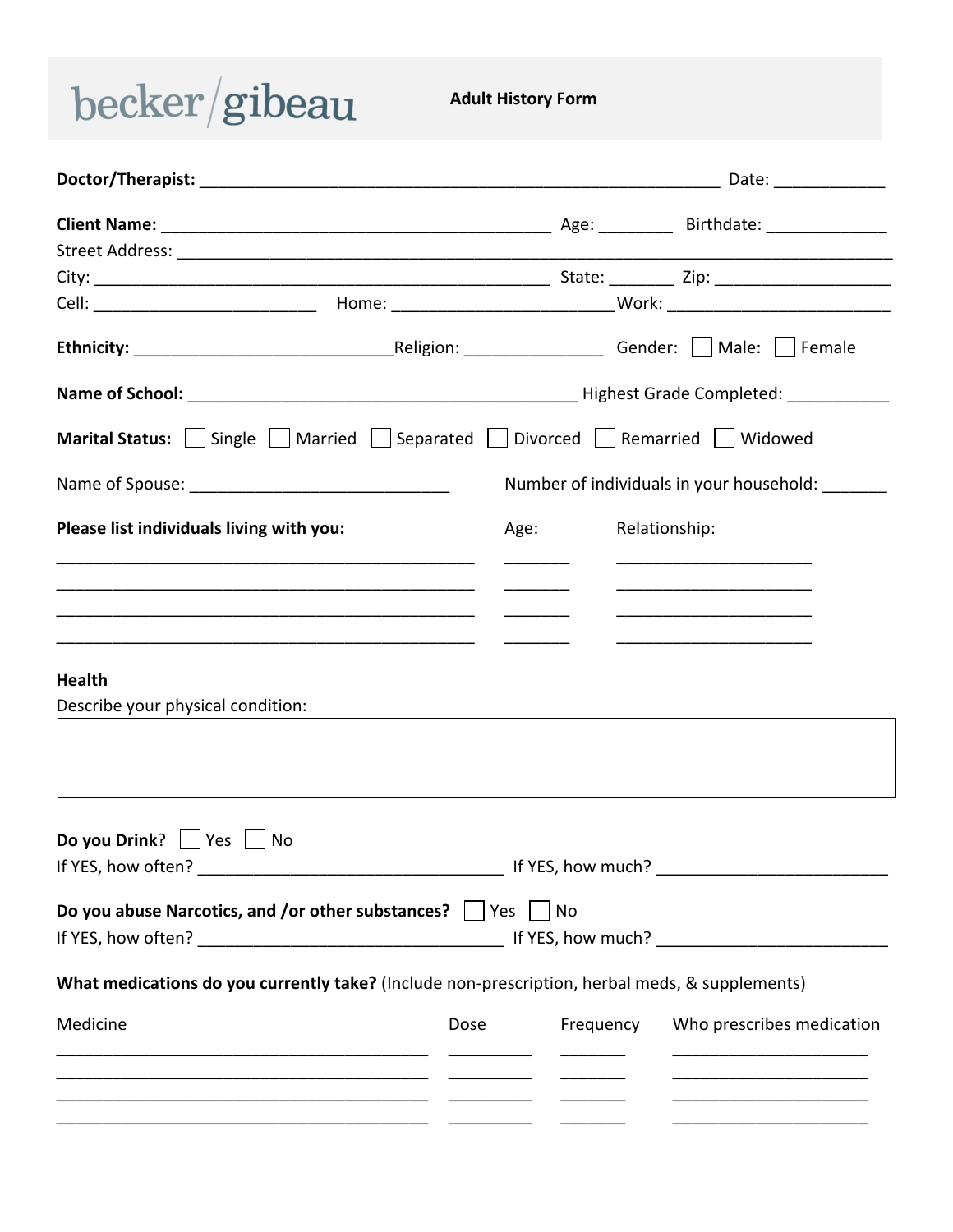becker/gibeau

# Adult History Form

**Doctor/Therapist:** ____________________________________________ Date: ____________

**Client Name:** ____________________________________________ Age: ________ Birthdate: _____________

Street Address: ________________________________________________________________________________

City: ____________________________________________ State: _______ Zip: ___________________

Cell: ________________________ Home: ________________________ Work: ________________________

**Ethnicity:** ____________________________ Religion: _______________ Gender: ☐ Male: ☐ Female

**Name of School:** ____________________________________________ Highest Grade Completed: ___________

**Marital Status:** ☐ Single ☐ Married ☐ Separated ☐ Divorced ☐ Remarried ☐ Widowed

Name of Spouse: ____________________________ Number of individuals in your household: _______

**Please list individuals living with you:**

| Name | Age: | Relationship: |
|---|---|---|
| | | |
| | | |
| | | |
| | | |

## Health

Describe your physical condition:

| |
|---|
| |

**Do you Drink?** ☐ Yes ☐ No

If YES, how often? _________________________________ If YES, how much? _________________________

**Do you abuse Narcotics, and /or other substances?** ☐ Yes ☐ No

If YES, how often? _________________________________ If YES, how much? _________________________

**What medications do you currently take?** (Include non-prescription, herbal meds, & supplements)

| Medicine | Dose | Frequency | Who prescribes medication |
|---|---|---|---|
| | | | |
| | | | |
| | | | |
| | | | |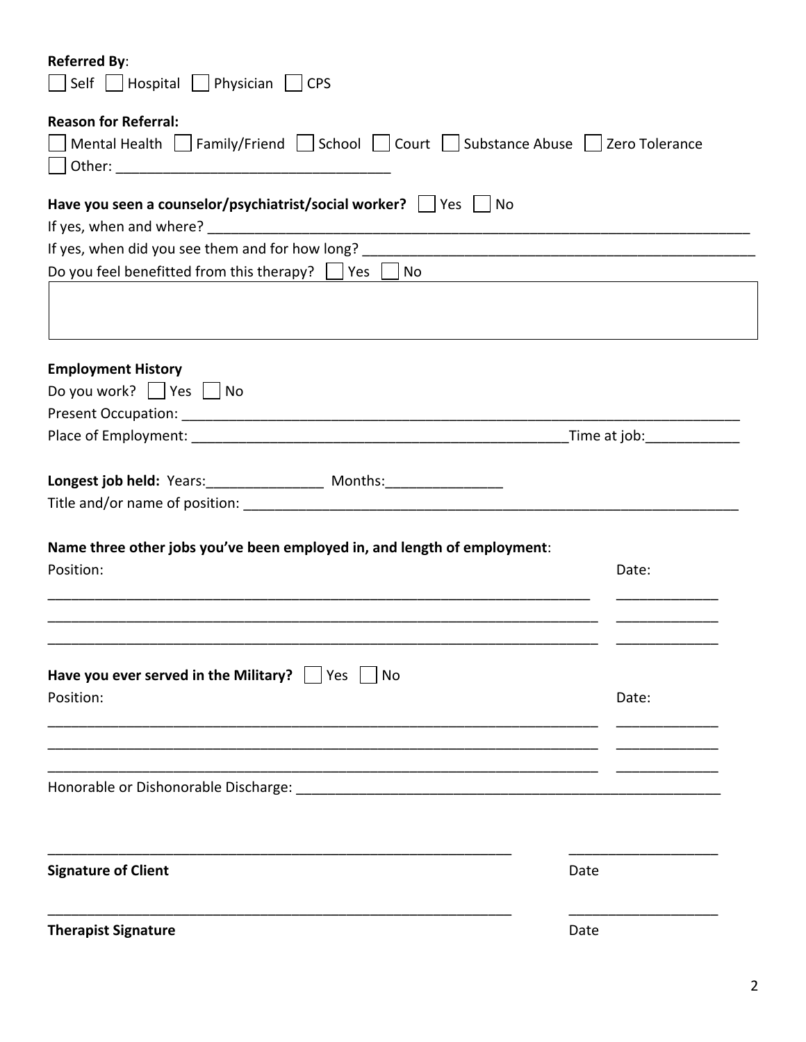**Referred By**:
☐ Self ☐ Hospital ☐ Physician ☐ CPS

**Reason for Referral:**
☐ Mental Health ☐ Family/Friend ☐ School ☐ Court ☐ Substance Abuse ☐ Zero Tolerance
☐ Other: ___________________________________

**Have you seen a counselor/psychiatrist/social worker?** ☐ Yes ☐ No
If yes, when and where? ___________________________________________________________________________
If yes, when did you see them and for how long? ____________________________________________________
Do you feel benefitted from this therapy? ☐ Yes ☐ No

| |
|---|
| |

**Employment History**
Do you work? ☐ Yes ☐ No
Present Occupation: ______________________________________________________________________________
Place of Employment: __________________________________________________Time at job:____________

**Longest job held:** Years:_______________ Months:_______________
Title and/or name of position: ________________________________________________________________

**Name three other jobs you've been employed in, and length of employment**:

| Position: | Date: |
|---|---|
| ___________________________________________ | _____________ |
| ___________________________________________ | _____________ |
| ___________________________________________ | _____________ |

**Have you ever served in the Military?** ☐ Yes ☐ No

| Position: | Date: |
|---|---|
| ___________________________________________ | _____________ |
| ___________________________________________ | _____________ |
| ___________________________________________ | _____________ |

Honorable or Dishonorable Discharge: ________________________________________________________

_______________________________________________________________ ___________________
**Signature of Client** Date

_______________________________________________________________ ___________________
**Therapist Signature** Date